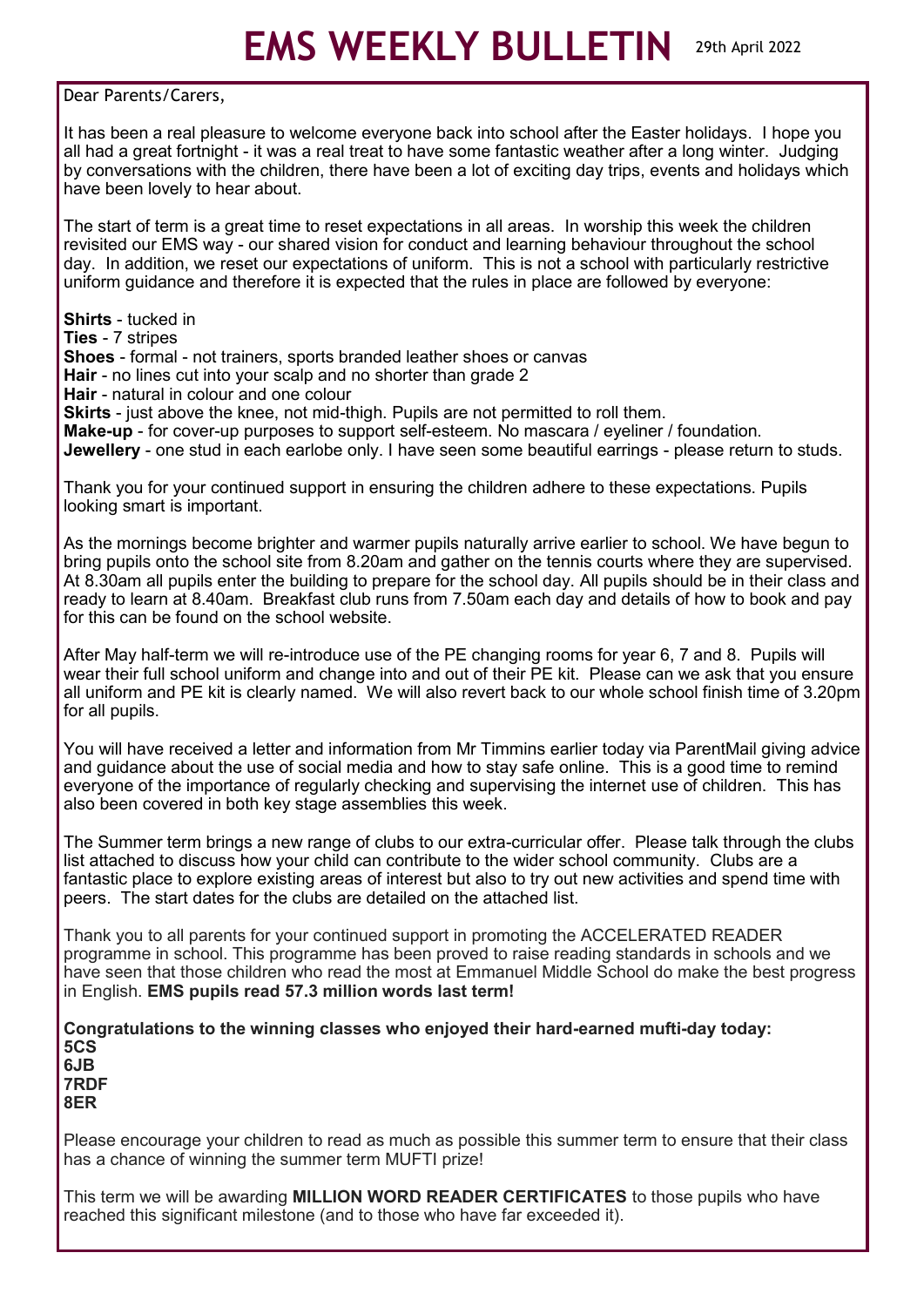# EMS WEEKLY BULLETIN

29th April 2022

Dear Parents/Carers,

It has been a real pleasure to welcome everyone back into school after the Easter holidays. I hope you all had a great fortnight - it was a real treat to have some fantastic weather after a long winter. Judging by conversations with the children, there have been a lot of exciting day trips, events and holidays which have been lovely to hear about.

The start of term is a great time to reset expectations in all areas. In worship this week the children revisited our EMS way - our shared vision for conduct and learning behaviour throughout the school day. In addition, we reset our expectations of uniform. This is not a school with particularly restrictive uniform guidance and therefore it is expected that the rules in place are followed by everyone:

**Shirts** - tucked in
**Ties** - 7 stripes
**Shoes** - formal - not trainers, sports branded leather shoes or canvas
**Hair** - no lines cut into your scalp and no shorter than grade 2
**Hair** - natural in colour and one colour
**Skirts** - just above the knee, not mid-thigh. Pupils are not permitted to roll them.
**Make-up** - for cover-up purposes to support self-esteem. No mascara / eyeliner / foundation.
**Jewellery** - one stud in each earlobe only. I have seen some beautiful earrings - please return to studs.

Thank you for your continued support in ensuring the children adhere to these expectations. Pupils looking smart is important.

As the mornings become brighter and warmer pupils naturally arrive earlier to school. We have begun to bring pupils onto the school site from 8.20am and gather on the tennis courts where they are supervised. At 8.30am all pupils enter the building to prepare for the school day. All pupils should be in their class and ready to learn at 8.40am. Breakfast club runs from 7.50am each day and details of how to book and pay for this can be found on the school website.

After May half-term we will re-introduce use of the PE changing rooms for year 6, 7 and 8. Pupils will wear their full school uniform and change into and out of their PE kit. Please can we ask that you ensure all uniform and PE kit is clearly named. We will also revert back to our whole school finish time of 3.20pm for all pupils.

You will have received a letter and information from Mr Timmins earlier today via ParentMail giving advice and guidance about the use of social media and how to stay safe online. This is a good time to remind everyone of the importance of regularly checking and supervising the internet use of children. This has also been covered in both key stage assemblies this week.

The Summer term brings a new range of clubs to our extra-curricular offer. Please talk through the clubs list attached to discuss how your child can contribute to the wider school community. Clubs are a fantastic place to explore existing areas of interest but also to try out new activities and spend time with peers. The start dates for the clubs are detailed on the attached list.

Thank you to all parents for your continued support in promoting the ACCELERATED READER programme in school. This programme has been proved to raise reading standards in schools and we have seen that those children who read the most at Emmanuel Middle School do make the best progress in English. **EMS pupils read 57.3 million words last term!**

**Congratulations to the winning classes who enjoyed their hard-earned mufti-day today:**
**5CS**
**6JB**
**7RDF**
**8ER**

Please encourage your children to read as much as possible this summer term to ensure that their class has a chance of winning the summer term MUFTI prize!

This term we will be awarding **MILLION WORD READER CERTIFICATES** to those pupils who have reached this significant milestone (and to those who have far exceeded it).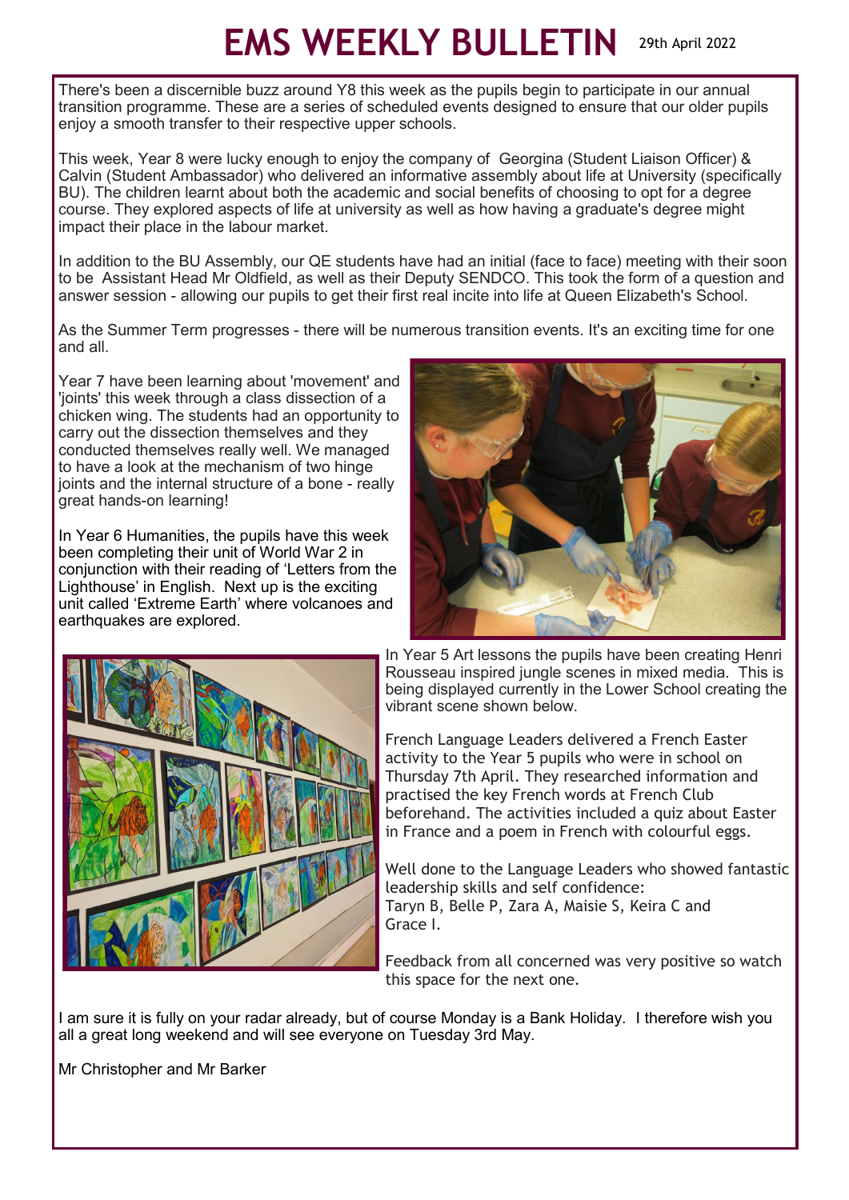# EMS WEEKLY BULLETIN

29th April 2022

There's been a discernible buzz around Y8 this week as the pupils begin to participate in our annual transition programme. These are a series of scheduled events designed to ensure that our older pupils enjoy a smooth transfer to their respective upper schools.

This week, Year 8 were lucky enough to enjoy the company of Georgina (Student Liaison Officer) & Calvin (Student Ambassador) who delivered an informative assembly about life at University (specifically BU). The children learnt about both the academic and social benefits of choosing to opt for a degree course. They explored aspects of life at university as well as how having a graduate's degree might impact their place in the labour market.

In addition to the BU Assembly, our QE students have had an initial (face to face) meeting with their soon to be Assistant Head Mr Oldfield, as well as their Deputy SENDCO. This took the form of a question and answer session - allowing our pupils to get their first real incite into life at Queen Elizabeth's School.

As the Summer Term progresses - there will be numerous transition events. It's an exciting time for one and all.

Year 7 have been learning about 'movement' and 'joints' this week through a class dissection of a chicken wing. The students had an opportunity to carry out the dissection themselves and they conducted themselves really well. We managed to have a look at the mechanism of two hinge joints and the internal structure of a bone - really great hands-on learning!

In Year 6 Humanities, the pupils have this week been completing their unit of World War 2 in conjunction with their reading of 'Letters from the Lighthouse' in English. Next up is the exciting unit called 'Extreme Earth' where volcanoes and earthquakes are explored.

In Year 5 Art lessons the pupils have been creating Henri Rousseau inspired jungle scenes in mixed media. This is being displayed currently in the Lower School creating the vibrant scene shown below.

French Language Leaders delivered a French Easter activity to the Year 5 pupils who were in school on Thursday 7th April. They researched information and practised the key French words at French Club beforehand. The activities included a quiz about Easter in France and a poem in French with colourful eggs.

Well done to the Language Leaders who showed fantastic leadership skills and self confidence:
Taryn B, Belle P, Zara A, Maisie S, Keira C and Grace I.

Feedback from all concerned was very positive so watch this space for the next one.

I am sure it is fully on your radar already, but of course Monday is a Bank Holiday. I therefore wish you all a great long weekend and will see everyone on Tuesday 3rd May.

Mr Christopher and Mr Barker